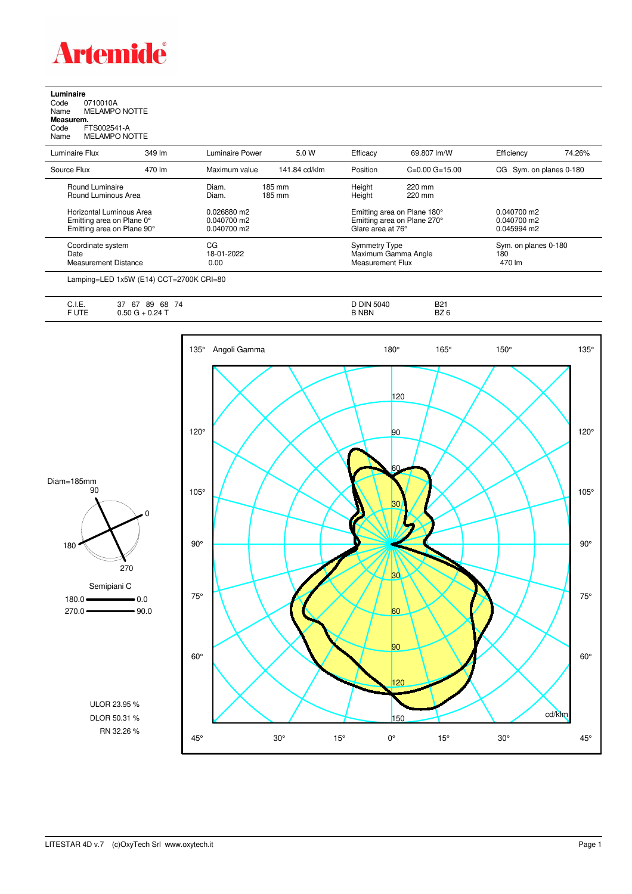# Artemide

**Luminaire**
Code 0710010A
Name MELAMPO NOTTE
**Measurem.**
Code FTS002541-A
Name MELAMPO NOTTE

| Luminaire Flux | 349 lm | Luminaire Power | 5.0 W | Efficacy | 69.807 lm/W | Efficiency | 74.26% |
|---|---|---|---|---|---|---|---|
| Source Flux | 470 lm | Maximum value | 141.84 cd/klm | Position | C=0.00 G=15.00 | CG | Sym. on planes 0-180 |

| | | | |
|---|---|---|---|
| Round Luminaire | Diam. 185 mm | Height 220 mm | |
| Round Luminous Area | Diam. 185 mm | Height 220 mm | |
| Horizontal Luminous Area | 0.026880 m2 | Emitting area on Plane 180° | 0.040700 m2 |
| Emitting area on Plane 0° | 0.040700 m2 | Emitting area on Plane 270° | 0.040700 m2 |
| Emitting area on Plane 90° | 0.040700 m2 | Glare area at 76° | 0.045994 m2 |
| Coordinate system | CG | Symmetry Type | Sym. on planes 0-180 |
| Date | 18-01-2022 | Maximum Gamma Angle | 180 |
| Measurement Distance | 0.00 | Measurement Flux | 470 lm |

Lamping=LED 1x5W (E14) CCT=2700K CRI=80

| | | | |
|---|---|---|---|
| C.I.E. | 37 67 89 68 74 | D DIN 5040 | B21 |
| F UTE | 0.50 G + 0.24 T | B NBN | BZ 6 |

Diam=185mm

Semipiani C
180.0 — 0.0
270.0 — 90.0

ULOR 23.95 %
DLOR 50.31 %
RN 32.26 %

Angoli Gamma — cd/klm

LITESTAR 4D v.7 (c)OxyTech Srl www.oxytech.it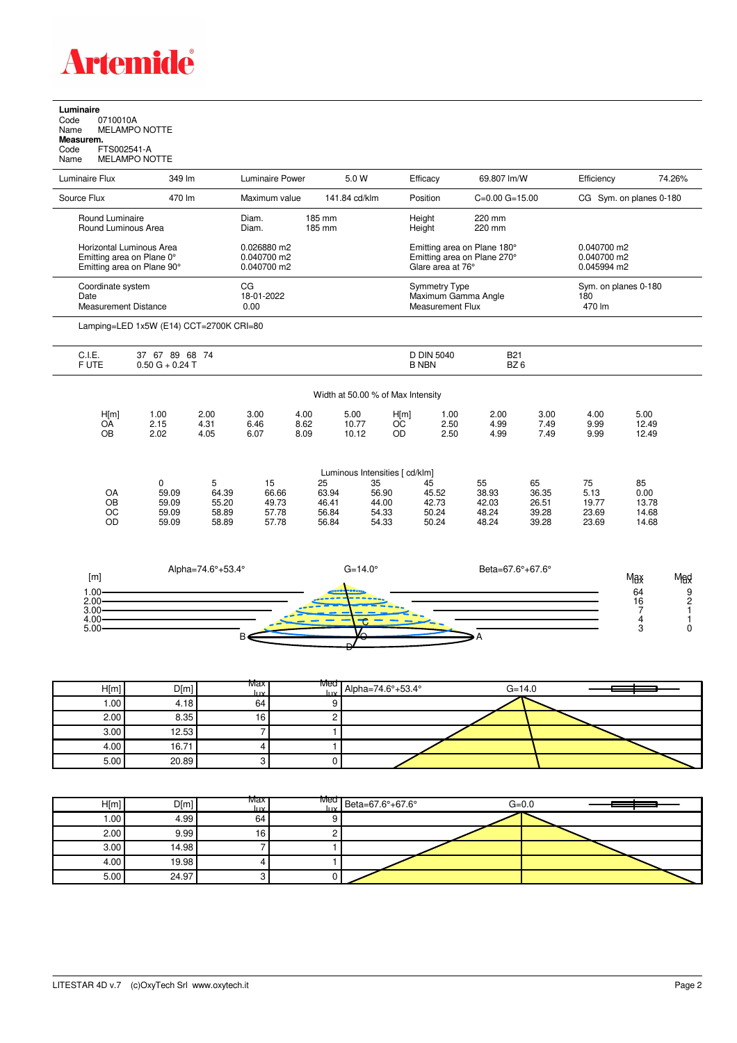**Artemide**

**Luminaire**
Code 0710010A
Name MELAMPO NOTTE
**Measurem.**
Code FTS002541-A
Name MELAMPO NOTTE

| | | | | | | | |
|---|---|---|---|---|---|---|---|
| Luminaire Flux | 349 lm | Luminaire Power | 5.0 W | Efficacy | 69.807 lm/W | Efficiency | 74.26% |
| Source Flux | 470 lm | Maximum value | 141.84 cd/klm | Position | C=0.00 G=15.00 | CG | Sym. on planes 0-180 |

| | | | | | |
|---|---|---|---|---|---|
| Round Luminaire | Diam. | 185 mm | Height | 220 mm | |
| Round Luminous Area | Diam. | 185 mm | Height | 220 mm | |
| Horizontal Luminous Area | 0.026880 m2 | | Emitting area on Plane 180° | | 0.040700 m2 |
| Emitting area on Plane 0° | 0.040700 m2 | | Emitting area on Plane 270° | | 0.040700 m2 |
| Emitting area on Plane 90° | 0.040700 m2 | | Glare area at 76° | | 0.045994 m2 |

| | | | |
|---|---|---|---|
| Coordinate system | CG | Symmetry Type | Sym. on planes 0-180 |
| Date | 18-01-2022 | Maximum Gamma Angle | 180 |
| Measurement Distance | 0.00 | Measurement Flux | 470 lm |

Lamping=LED 1x5W (E14) CCT=2700K CRI=80

| | | | |
|---|---|---|---|
| C.I.E. | 37 67 89 68 74 | D DIN 5040 | B21 |
| F UTE | 0.50 G + 0.24 T | B NBN | BZ 6 |

Width at 50.00 % of Max Intensity

| H[m] | 1.00 | 2.00 | 3.00 | 4.00 | 5.00 | H[m] | 1.00 | 2.00 | 3.00 | 4.00 | 5.00 |
|---|---|---|---|---|---|---|---|---|---|---|---|
| OA | 2.15 | 4.31 | 6.46 | 8.62 | 10.77 | OC | 2.50 | 4.99 | 7.49 | 9.99 | 12.49 |
| OB | 2.02 | 4.05 | 6.07 | 8.09 | 10.12 | OD | 2.50 | 4.99 | 7.49 | 9.99 | 12.49 |

Luminous Intensities [ cd/klm]

| | 0 | 5 | 15 | 25 | 35 | 45 | 55 | 65 | 75 | 85 |
|---|---|---|---|---|---|---|---|---|---|---|
| OA | 59.09 | 64.39 | 66.66 | 63.94 | 56.90 | 45.52 | 38.93 | 36.35 | 5.13 | 0.00 |
| OB | 59.09 | 55.20 | 49.73 | 46.41 | 44.00 | 42.73 | 42.03 | 26.51 | 19.77 | 13.78 |
| OC | 59.09 | 58.89 | 57.78 | 56.84 | 54.33 | 50.24 | 48.24 | 39.28 | 23.69 | 14.68 |
| OD | 59.09 | 58.89 | 57.78 | 56.84 | 54.33 | 50.24 | 48.24 | 39.28 | 23.69 | 14.68 |

Alpha=74.6°+53.4°
G=14.0°
Beta=67.6°+67.6°
[m]
1.00
2.00
3.00
4.00
5.00
B A C D O
Max lux: 64 16 7 4 3
Med lux: 9 2 1 1 0

| H[m] | D[m] | Max lux | Med lux | Alpha=74.6°+53.4° G=14.0 |
|---|---|---|---|---|
| 1.00 | 4.18 | 64 | 9 | |
| 2.00 | 8.35 | 16 | 2 | |
| 3.00 | 12.53 | 7 | 1 | |
| 4.00 | 16.71 | 4 | 1 | |
| 5.00 | 20.89 | 3 | 0 | |

| H[m] | D[m] | Max lux | Med lux | Beta=67.6°+67.6° G=0.0 |
|---|---|---|---|---|
| 1.00 | 4.99 | 64 | 9 | |
| 2.00 | 9.99 | 16 | 2 | |
| 3.00 | 14.98 | 7 | 1 | |
| 4.00 | 19.98 | 4 | 1 | |
| 5.00 | 24.97 | 3 | 0 | |

LITESTAR 4D v.7 (c)OxyTech Srl www.oxytech.it